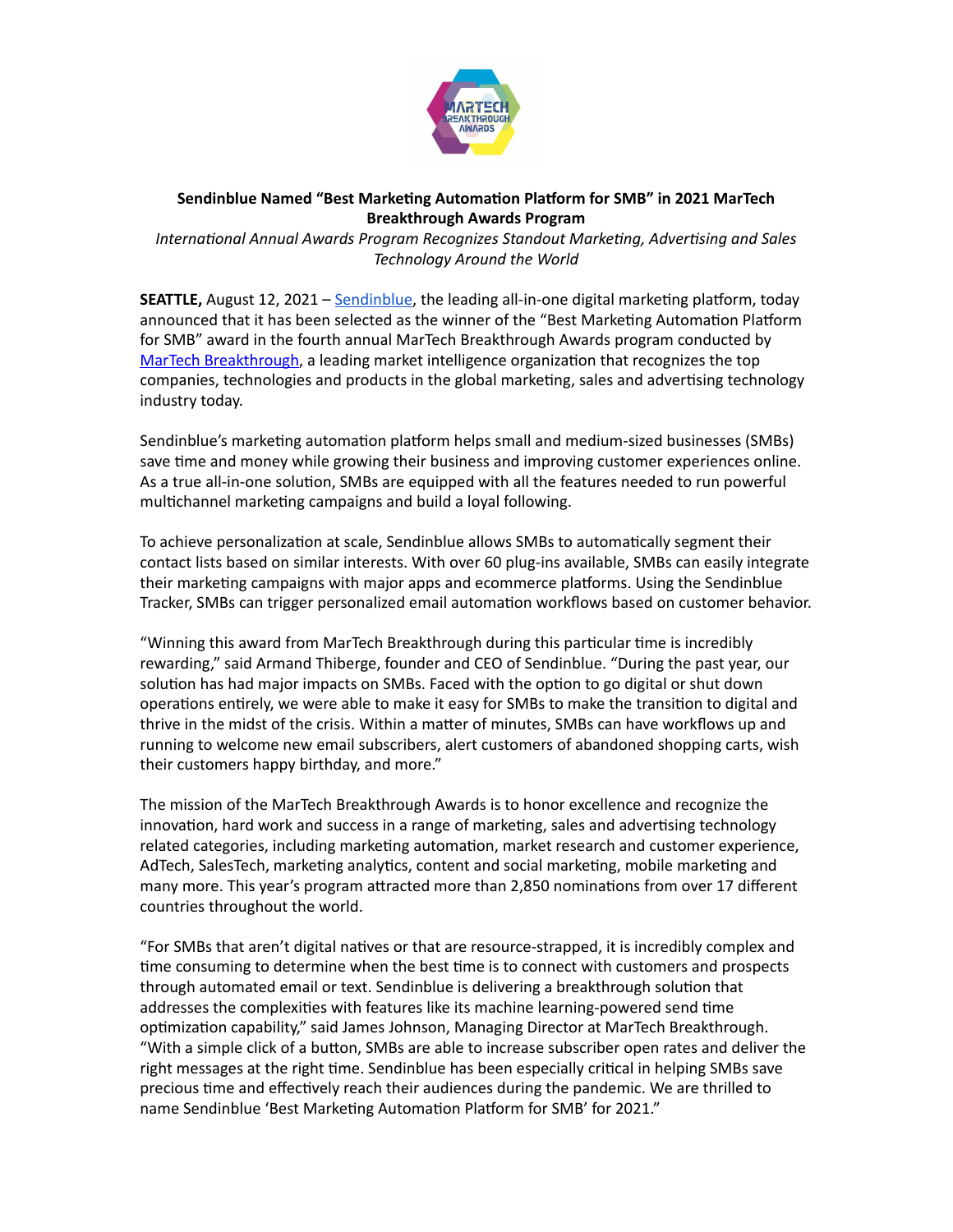**Sendinblue Named "Best Marketing Automation Platform for SMB" in 2021 MarTech Breakthrough Awards Program**

*International Annual Awards Program Recognizes Standout Marketing, Advertising and Sales Technology Around the World*

**SEATTLE,** August 12, 2021 – Sendinblue, the leading all-in-one digital marketing platform, today announced that it has been selected as the winner of the "Best Marketing Automation Platform for SMB" award in the fourth annual MarTech Breakthrough Awards program conducted by MarTech Breakthrough, a leading market intelligence organization that recognizes the top companies, technologies and products in the global marketing, sales and advertising technology industry today.

Sendinblue's marketing automation platform helps small and medium-sized businesses (SMBs) save time and money while growing their business and improving customer experiences online. As a true all-in-one solution, SMBs are equipped with all the features needed to run powerful multichannel marketing campaigns and build a loyal following.

To achieve personalization at scale, Sendinblue allows SMBs to automatically segment their contact lists based on similar interests. With over 60 plug-ins available, SMBs can easily integrate their marketing campaigns with major apps and ecommerce platforms. Using the Sendinblue Tracker, SMBs can trigger personalized email automation workflows based on customer behavior.

"Winning this award from MarTech Breakthrough during this particular time is incredibly rewarding," said Armand Thiberge, founder and CEO of Sendinblue. "During the past year, our solution has had major impacts on SMBs. Faced with the option to go digital or shut down operations entirely, we were able to make it easy for SMBs to make the transition to digital and thrive in the midst of the crisis. Within a matter of minutes, SMBs can have workflows up and running to welcome new email subscribers, alert customers of abandoned shopping carts, wish their customers happy birthday, and more."

The mission of the MarTech Breakthrough Awards is to honor excellence and recognize the innovation, hard work and success in a range of marketing, sales and advertising technology related categories, including marketing automation, market research and customer experience, AdTech, SalesTech, marketing analytics, content and social marketing, mobile marketing and many more. This year's program attracted more than 2,850 nominations from over 17 different countries throughout the world.

"For SMBs that aren't digital natives or that are resource-strapped, it is incredibly complex and time consuming to determine when the best time is to connect with customers and prospects through automated email or text. Sendinblue is delivering a breakthrough solution that addresses the complexities with features like its machine learning-powered send time optimization capability," said James Johnson, Managing Director at MarTech Breakthrough. "With a simple click of a button, SMBs are able to increase subscriber open rates and deliver the right messages at the right time. Sendinblue has been especially critical in helping SMBs save precious time and effectively reach their audiences during the pandemic. We are thrilled to name Sendinblue 'Best Marketing Automation Platform for SMB' for 2021."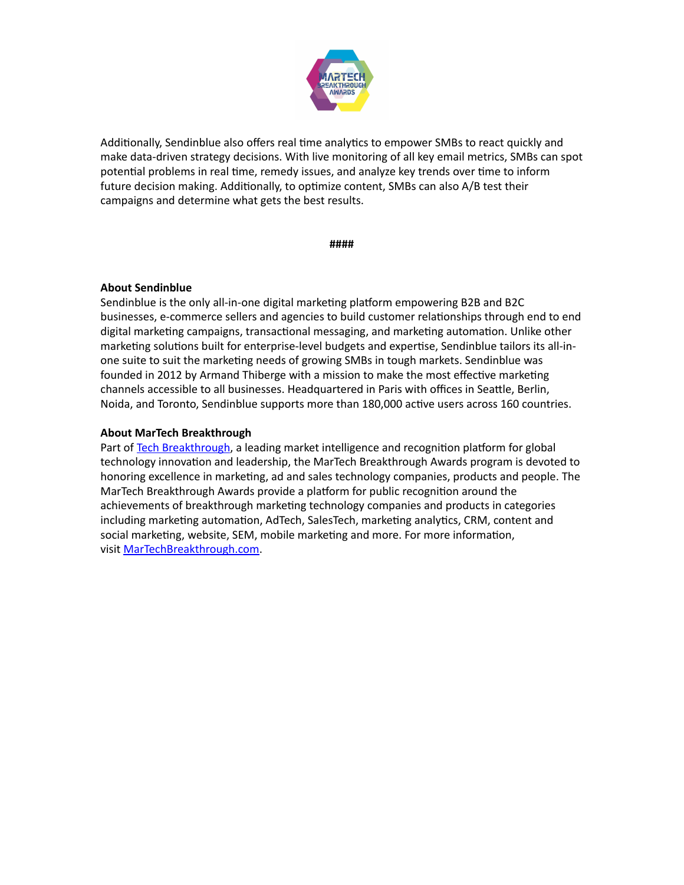Additionally, Sendinblue also offers real time analytics to empower SMBs to react quickly and make data-driven strategy decisions. With live monitoring of all key email metrics, SMBs can spot potential problems in real time, remedy issues, and analyze key trends over time to inform future decision making. Additionally, to optimize content, SMBs can also A/B test their campaigns and determine what gets the best results.

**####**

**About Sendinblue**

Sendinblue is the only all-in-one digital marketing platform empowering B2B and B2C businesses, e-commerce sellers and agencies to build customer relationships through end to end digital marketing campaigns, transactional messaging, and marketing automation. Unlike other marketing solutions built for enterprise-level budgets and expertise, Sendinblue tailors its all-in-one suite to suit the marketing needs of growing SMBs in tough markets. Sendinblue was founded in 2012 by Armand Thiberge with a mission to make the most effective marketing channels accessible to all businesses. Headquartered in Paris with offices in Seattle, Berlin, Noida, and Toronto, Sendinblue supports more than 180,000 active users across 160 countries.

**About MarTech Breakthrough**

Part of [Tech Breakthrough](), a leading market intelligence and recognition platform for global technology innovation and leadership, the MarTech Breakthrough Awards program is devoted to honoring excellence in marketing, ad and sales technology companies, products and people. The MarTech Breakthrough Awards provide a platform for public recognition around the achievements of breakthrough marketing technology companies and products in categories including marketing automation, AdTech, SalesTech, marketing analytics, CRM, content and social marketing, website, SEM, mobile marketing and more. For more information, visit [MarTechBreakthrough.com]().